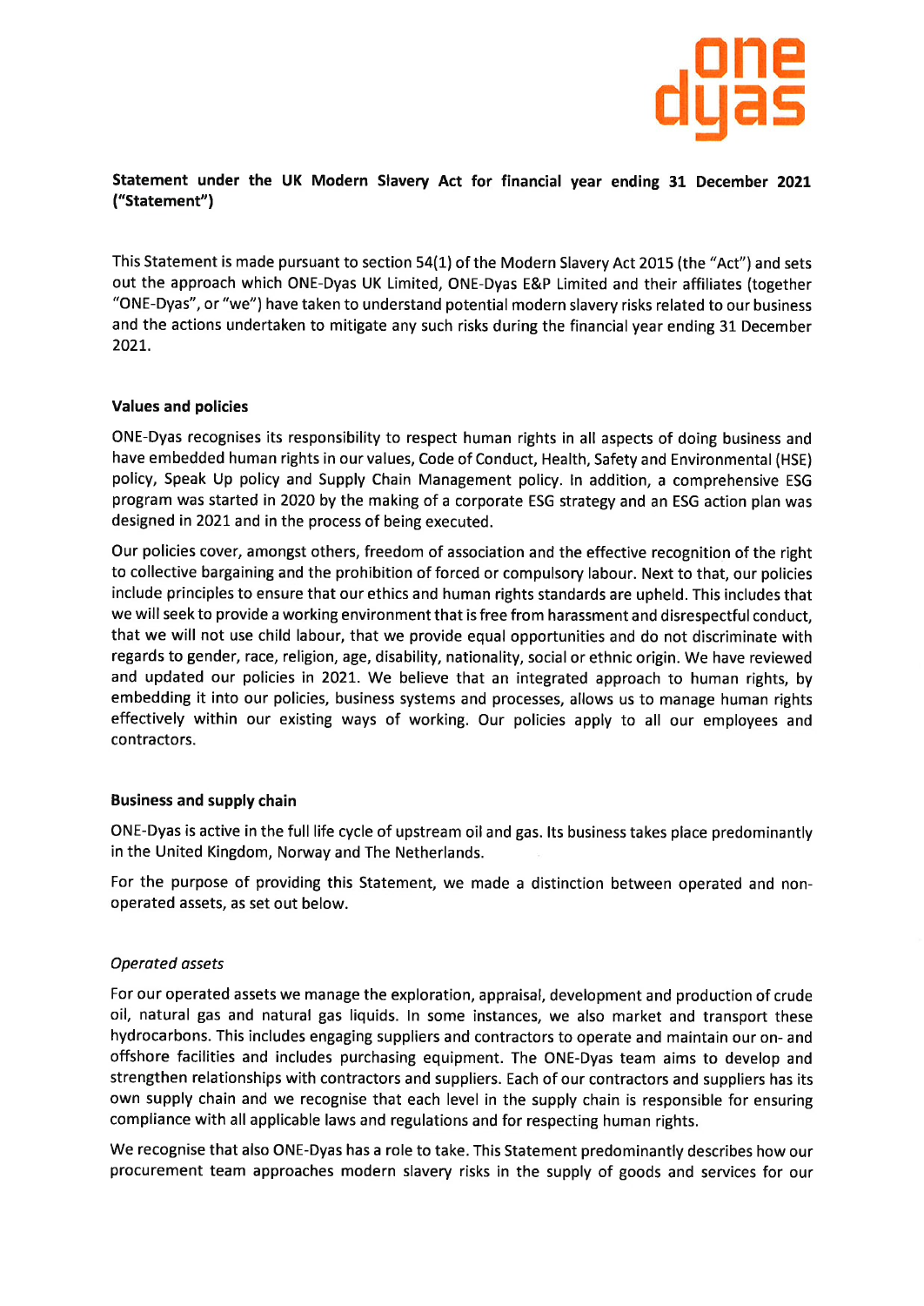**Statement under the UK Modern Slavery Act for financial year ending 31 December 2021 ("Statement")**

This Statement is made pursuant to section 54(1) of the Modern Slavery Act 2015 (the "Act") and sets out the approach which ONE-Dyas UK Limited, ONE-Dyas E&P Limited and their affiliates (together "ONE-Dyas", or "we") have taken to understand potential modern slavery risks related to our business and the actions undertaken to mitigate any such risks during the financial year ending 31 December 2021.

**Values and policies**

ONE-Dyas recognises its responsibility to respect human rights in all aspects of doing business and have embedded human rights in our values, Code of Conduct, Health, Safety and Environmental (HSE) policy, Speak Up policy and Supply Chain Management policy. In addition, a comprehensive ESG program was started in 2020 by the making of a corporate ESG strategy and an ESG action plan was designed in 2021 and in the process of being executed.

Our policies cover, amongst others, freedom of association and the effective recognition of the right to collective bargaining and the prohibition of forced or compulsory labour. Next to that, our policies include principles to ensure that our ethics and human rights standards are upheld. This includes that we will seek to provide a working environment that is free from harassment and disrespectful conduct, that we will not use child labour, that we provide equal opportunities and do not discriminate with regards to gender, race, religion, age, disability, nationality, social or ethnic origin. We have reviewed and updated our policies in 2021. We believe that an integrated approach to human rights, by embedding it into our policies, business systems and processes, allows us to manage human rights effectively within our existing ways of working. Our policies apply to all our employees and contractors.

**Business and supply chain**

ONE-Dyas is active in the full life cycle of upstream oil and gas. Its business takes place predominantly in the United Kingdom, Norway and The Netherlands.

For the purpose of providing this Statement, we made a distinction between operated and non-operated assets, as set out below.

*Operated assets*

For our operated assets we manage the exploration, appraisal, development and production of crude oil, natural gas and natural gas liquids. In some instances, we also market and transport these hydrocarbons. This includes engaging suppliers and contractors to operate and maintain our on- and offshore facilities and includes purchasing equipment. The ONE-Dyas team aims to develop and strengthen relationships with contractors and suppliers. Each of our contractors and suppliers has its own supply chain and we recognise that each level in the supply chain is responsible for ensuring compliance with all applicable laws and regulations and for respecting human rights.

We recognise that also ONE-Dyas has a role to take. This Statement predominantly describes how our procurement team approaches modern slavery risks in the supply of goods and services for our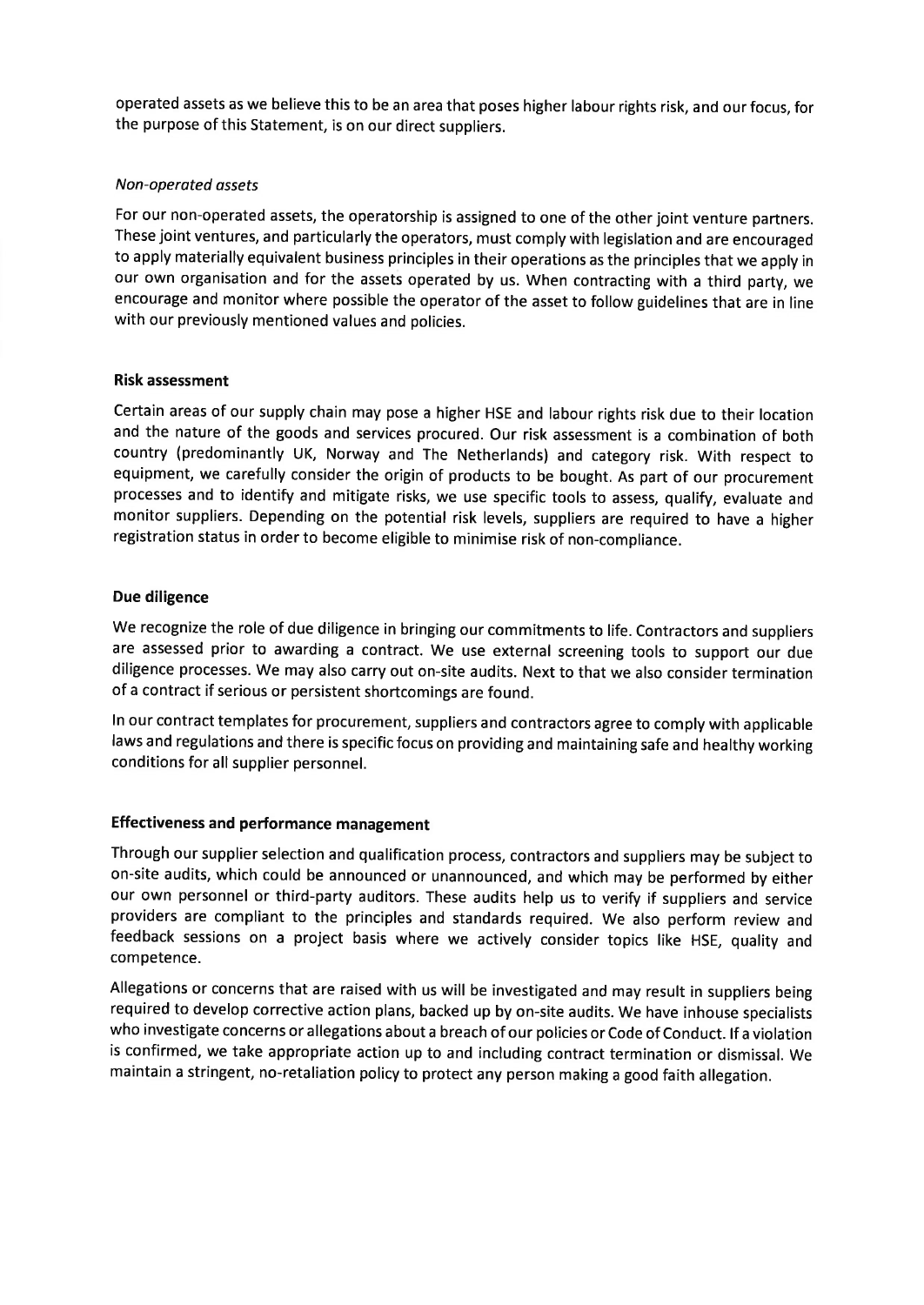operated assets as we believe this to be an area that poses higher labour rights risk, and our focus, for the purpose of this Statement, is on our direct suppliers.

*Non-operated assets*

For our non-operated assets, the operatorship is assigned to one of the other joint venture partners. These joint ventures, and particularly the operators, must comply with legislation and are encouraged to apply materially equivalent business principles in their operations as the principles that we apply in our own organisation and for the assets operated by us. When contracting with a third party, we encourage and monitor where possible the operator of the asset to follow guidelines that are in line with our previously mentioned values and policies.

**Risk assessment**

Certain areas of our supply chain may pose a higher HSE and labour rights risk due to their location and the nature of the goods and services procured. Our risk assessment is a combination of both country (predominantly UK, Norway and The Netherlands) and category risk. With respect to equipment, we carefully consider the origin of products to be bought. As part of our procurement processes and to identify and mitigate risks, we use specific tools to assess, qualify, evaluate and monitor suppliers. Depending on the potential risk levels, suppliers are required to have a higher registration status in order to become eligible to minimise risk of non-compliance.

**Due diligence**

We recognize the role of due diligence in bringing our commitments to life. Contractors and suppliers are assessed prior to awarding a contract. We use external screening tools to support our due diligence processes. We may also carry out on-site audits. Next to that we also consider termination of a contract if serious or persistent shortcomings are found.

In our contract templates for procurement, suppliers and contractors agree to comply with applicable laws and regulations and there is specific focus on providing and maintaining safe and healthy working conditions for all supplier personnel.

**Effectiveness and performance management**

Through our supplier selection and qualification process, contractors and suppliers may be subject to on-site audits, which could be announced or unannounced, and which may be performed by either our own personnel or third-party auditors. These audits help us to verify if suppliers and service providers are compliant to the principles and standards required. We also perform review and feedback sessions on a project basis where we actively consider topics like HSE, quality and competence.

Allegations or concerns that are raised with us will be investigated and may result in suppliers being required to develop corrective action plans, backed up by on-site audits. We have inhouse specialists who investigate concerns or allegations about a breach of our policies or Code of Conduct. If a violation is confirmed, we take appropriate action up to and including contract termination or dismissal. We maintain a stringent, no-retaliation policy to protect any person making a good faith allegation.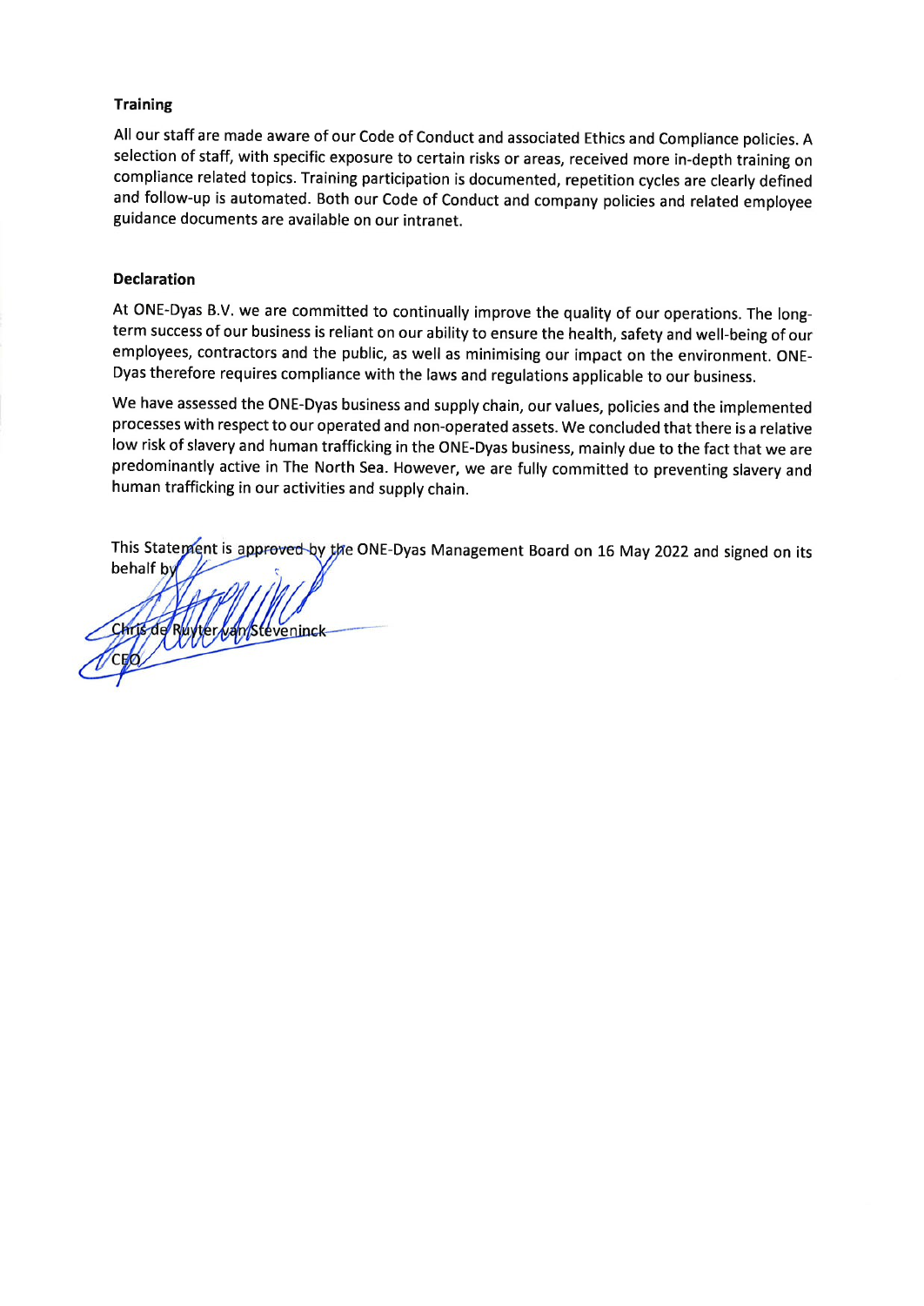**Training**

All our staff are made aware of our Code of Conduct and associated Ethics and Compliance policies. A selection of staff, with specific exposure to certain risks or areas, received more in-depth training on compliance related topics. Training participation is documented, repetition cycles are clearly defined and follow-up is automated. Both our Code of Conduct and company policies and related employee guidance documents are available on our intranet.

**Declaration**

At ONE-Dyas B.V. we are committed to continually improve the quality of our operations. The long-term success of our business is reliant on our ability to ensure the health, safety and well-being of our employees, contractors and the public, as well as minimising our impact on the environment. ONE-Dyas therefore requires compliance with the laws and regulations applicable to our business.

We have assessed the ONE-Dyas business and supply chain, our values, policies and the implemented processes with respect to our operated and non-operated assets. We concluded that there is a relative low risk of slavery and human trafficking in the ONE-Dyas business, mainly due to the fact that we are predominantly active in The North Sea. However, we are fully committed to preventing slavery and human trafficking in our activities and supply chain.

This Statement is approved by the ONE-Dyas Management Board on 16 May 2022 and signed on its behalf by

Chris de Ruyter van Steveninck
CEO